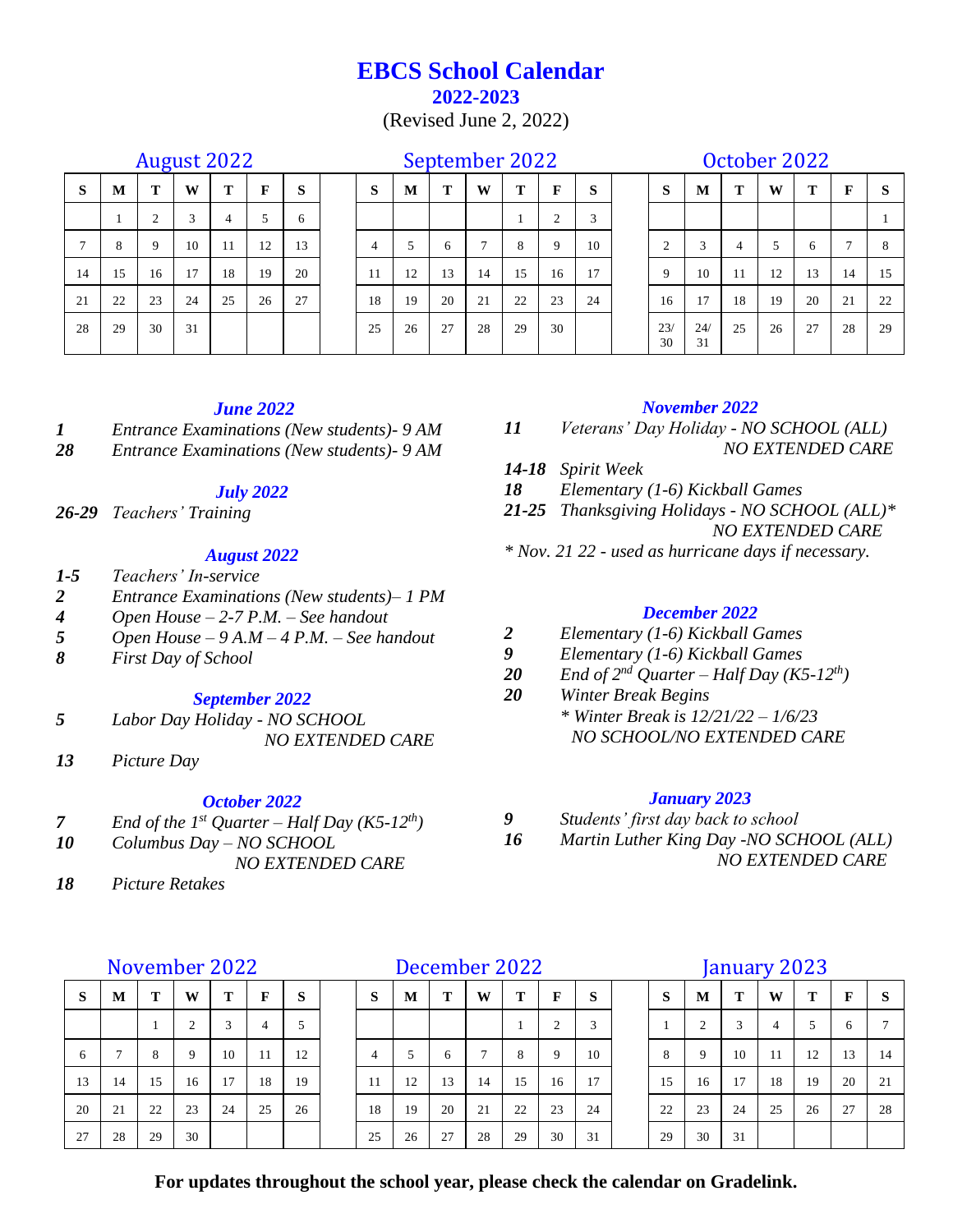# EBCS School Calendar

## 2022-2023

(Revised June 2, 2022)

### August 2022

| S | M | T | W | T | F | S |
|---|---|---|---|---|---|---|
| | 1 | 2 | 3 | 4 | 5 | 6 |
| 7 | 8 | 9 | 10 | 11 | 12 | 13 |
| 14 | 15 | 16 | 17 | 18 | 19 | 20 |
| 21 | 22 | 23 | 24 | 25 | 26 | 27 |
| 28 | 29 | 30 | 31 | | | |

### September 2022

| S | M | T | W | T | F | S |
|---|---|---|---|---|---|---|
| | | | | 1 | 2 | 3 |
| 4 | 5 | 6 | 7 | 8 | 9 | 10 |
| 11 | 12 | 13 | 14 | 15 | 16 | 17 |
| 18 | 19 | 20 | 21 | 22 | 23 | 24 |
| 25 | 26 | 27 | 28 | 29 | 30 | |

### October 2022

| S | M | T | W | T | F | S |
|---|---|---|---|---|---|---|
| | | | | | | 1 |
| 2 | 3 | 4 | 5 | 6 | 7 | 8 |
| 9 | 10 | 11 | 12 | 13 | 14 | 15 |
| 16 | 17 | 18 | 19 | 20 | 21 | 22 |
| 23/30 | 24/31 | 25 | 26 | 27 | 28 | 29 |

### *June 2022*

- ***1*** *Entrance Examinations (New students)- 9 AM*
- ***28*** *Entrance Examinations (New students)- 9 AM*

### *July 2022*

- ***26-29*** *Teachers' Training*

### *August 2022*

- ***1-5*** *Teachers' In-service*
- ***2*** *Entrance Examinations (New students)– 1 PM*
- ***4*** *Open House – 2-7 P.M. – See handout*
- ***5*** *Open House – 9 A.M – 4 P.M. – See handout*
- ***8*** *First Day of School*

### *September 2022*

- ***5*** *Labor Day Holiday - NO SCHOOL NO EXTENDED CARE*
- ***13*** *Picture Day*

### *October 2022*

- ***7*** *End of the 1st Quarter – Half Day (K5-12th)*
- ***10*** *Columbus Day – NO SCHOOL NO EXTENDED CARE*
- ***18*** *Picture Retakes*

### *November 2022*

- ***11*** *Veterans' Day Holiday - NO SCHOOL (ALL) NO EXTENDED CARE*
- ***14-18*** *Spirit Week*
- ***18*** *Elementary (1-6) Kickball Games*
- ***21-25*** *Thanksgiving Holidays - NO SCHOOL (ALL)* NO EXTENDED CARE*

*\* Nov. 21 22 - used as hurricane days if necessary.*

### *December 2022*

- ***2*** *Elementary (1-6) Kickball Games*
- ***9*** *Elementary (1-6) Kickball Games*
- ***20*** *End of 2nd Quarter – Half Day (K5-12th)*
- ***20*** *Winter Break Begins*
  *\* Winter Break is 12/21/22 – 1/6/23 NO SCHOOL/NO EXTENDED CARE*

### *January 2023*

- ***9*** *Students' first day back to school*
- ***16*** *Martin Luther King Day -NO SCHOOL (ALL) NO EXTENDED CARE*

### November 2022

| S | M | T | W | T | F | S |
|---|---|---|---|---|---|---|
| | | 1 | 2 | 3 | 4 | 5 |
| 6 | 7 | 8 | 9 | 10 | 11 | 12 |
| 13 | 14 | 15 | 16 | 17 | 18 | 19 |
| 20 | 21 | 22 | 23 | 24 | 25 | 26 |
| 27 | 28 | 29 | 30 | | | |

### December 2022

| S | M | T | W | T | F | S |
|---|---|---|---|---|---|---|
| | | | | 1 | 2 | 3 |
| 4 | 5 | 6 | 7 | 8 | 9 | 10 |
| 11 | 12 | 13 | 14 | 15 | 16 | 17 |
| 18 | 19 | 20 | 21 | 22 | 23 | 24 |
| 25 | 26 | 27 | 28 | 29 | 30 | 31 |

### January 2023

| S | M | T | W | T | F | S |
|---|---|---|---|---|---|---|
| 1 | 2 | 3 | 4 | 5 | 6 | 7 |
| 8 | 9 | 10 | 11 | 12 | 13 | 14 |
| 15 | 16 | 17 | 18 | 19 | 20 | 21 |
| 22 | 23 | 24 | 25 | 26 | 27 | 28 |
| 29 | 30 | 31 | | | | |

**For updates throughout the school year, please check the calendar on Gradelink.**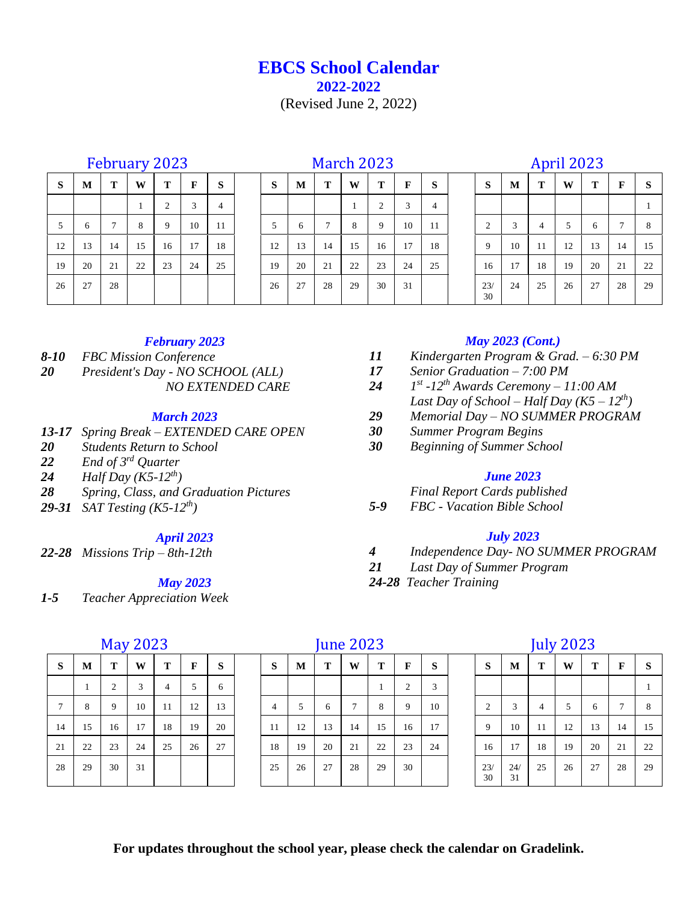# EBCS School Calendar

**2022-2022**

(Revised June 2, 2022)

### February 2023

| S | M | T | W | T | F | S |
|---|---|---|---|---|---|---|
| | | | 1 | 2 | 3 | 4 |
| 5 | 6 | 7 | 8 | 9 | 10 | 11 |
| 12 | 13 | 14 | 15 | 16 | 17 | 18 |
| 19 | 20 | 21 | 22 | 23 | 24 | 25 |
| 26 | 27 | 28 | | | | |

### March 2023

| S | M | T | W | T | F | S |
|---|---|---|---|---|---|---|
| | | | 1 | 2 | 3 | 4 |
| 5 | 6 | 7 | 8 | 9 | 10 | 11 |
| 12 | 13 | 14 | 15 | 16 | 17 | 18 |
| 19 | 20 | 21 | 22 | 23 | 24 | 25 |
| 26 | 27 | 28 | 29 | 30 | 31 | |

### April 2023

| S | M | T | W | T | F | S |
|---|---|---|---|---|---|---|
| | | | | | | 1 |
| 2 | 3 | 4 | 5 | 6 | 7 | 8 |
| 9 | 10 | 11 | 12 | 13 | 14 | 15 |
| 16 | 17 | 18 | 19 | 20 | 21 | 22 |
| 23/30 | 24 | 25 | 26 | 27 | 28 | 29 |

### *February 2023*

***8-10*** *FBC Mission Conference*

***20*** *President's Day - NO SCHOOL (ALL)*
*NO EXTENDED CARE*

### *March 2023*

***13-17*** *Spring Break – EXTENDED CARE OPEN*

***20*** *Students Return to School*

***22*** *End of 3rd Quarter*

***24*** *Half Day (K5-12th)*

***28*** *Spring, Class, and Graduation Pictures*

***29-31*** *SAT Testing (K5-12th)*

### *April 2023*

***22-28*** *Missions Trip – 8th-12th*

### *May 2023*

***1-5*** *Teacher Appreciation Week*

### *May 2023 (Cont.)*

***11*** *Kindergarten Program & Grad. – 6:30 PM*

***17*** *Senior Graduation – 7:00 PM*

***24*** *1st -12th Awards Ceremony – 11:00 AM*
*Last Day of School – Half Day (K5 – 12th)*

***29*** *Memorial Day – NO SUMMER PROGRAM*

***30*** *Summer Program Begins*

***30*** *Beginning of Summer School*

### *June 2023*

*Final Report Cards published*

***5-9*** *FBC - Vacation Bible School*

### *July 2023*

***4*** *Independence Day- NO SUMMER PROGRAM*

***21*** *Last Day of Summer Program*

***24-28*** *Teacher Training*

### May 2023

| S | M | T | W | T | F | S |
|---|---|---|---|---|---|---|
| | 1 | 2 | 3 | 4 | 5 | 6 |
| 7 | 8 | 9 | 10 | 11 | 12 | 13 |
| 14 | 15 | 16 | 17 | 18 | 19 | 20 |
| 21 | 22 | 23 | 24 | 25 | 26 | 27 |
| 28 | 29 | 30 | 31 | | | |

### June 2023

| S | M | T | W | T | F | S |
|---|---|---|---|---|---|---|
| | | | | 1 | 2 | 3 |
| 4 | 5 | 6 | 7 | 8 | 9 | 10 |
| 11 | 12 | 13 | 14 | 15 | 16 | 17 |
| 18 | 19 | 20 | 21 | 22 | 23 | 24 |
| 25 | 26 | 27 | 28 | 29 | 30 | |

### July 2023

| S | M | T | W | T | F | S |
|---|---|---|---|---|---|---|
| | | | | | | 1 |
| 2 | 3 | 4 | 5 | 6 | 7 | 8 |
| 9 | 10 | 11 | 12 | 13 | 14 | 15 |
| 16 | 17 | 18 | 19 | 20 | 21 | 22 |
| 23/30 | 24/31 | 25 | 26 | 27 | 28 | 29 |

**For updates throughout the school year, please check the calendar on Gradelink.**